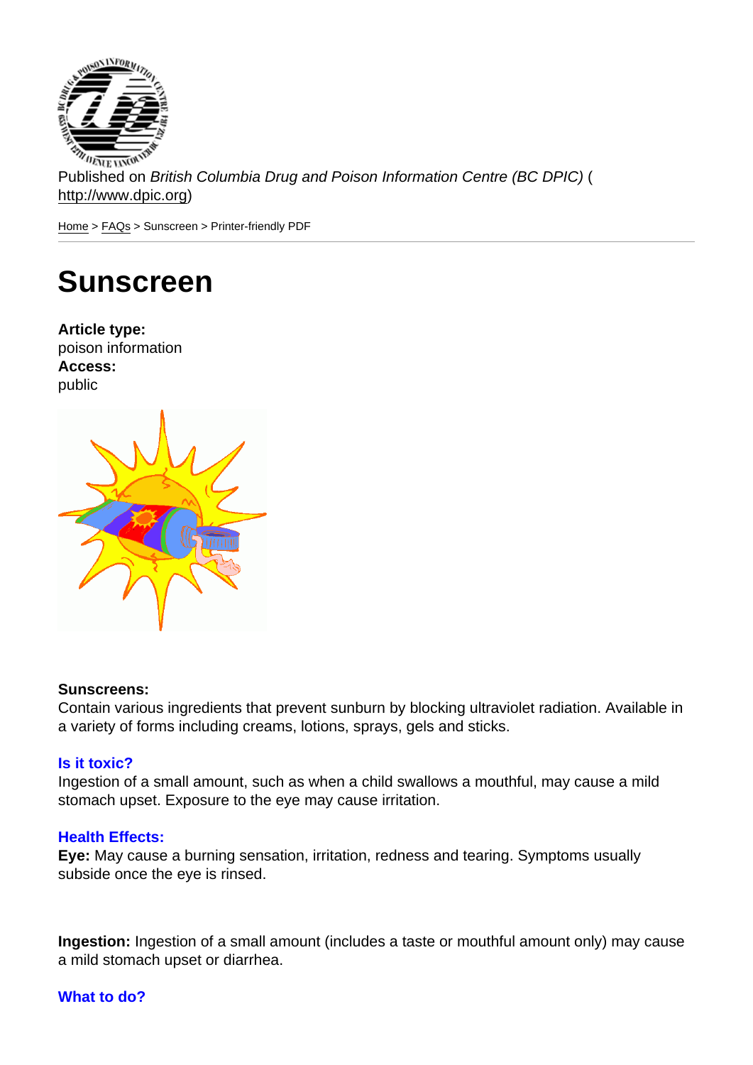Published on *British Columbia Drug and Poison Information Centre (BC DPIC)* (http://www.dpic.org)

Home > FAQs > Sunscreen > Printer-friendly PDF

# Sunscreen

**Article type:**
poison information
**Access:**
public

**Sunscreens:**
Contain various ingredients that prevent sunburn by blocking ultraviolet radiation. Available in a variety of forms including creams, lotions, sprays, gels and sticks.

### Is it toxic?

Ingestion of a small amount, such as when a child swallows a mouthful, may cause a mild stomach upset. Exposure to the eye may cause irritation.

### Health Effects:

**Eye:** May cause a burning sensation, irritation, redness and tearing. Symptoms usually subside once the eye is rinsed.

**Ingestion:** Ingestion of a small amount (includes a taste or mouthful amount only) may cause a mild stomach upset or diarrhea.

### What to do?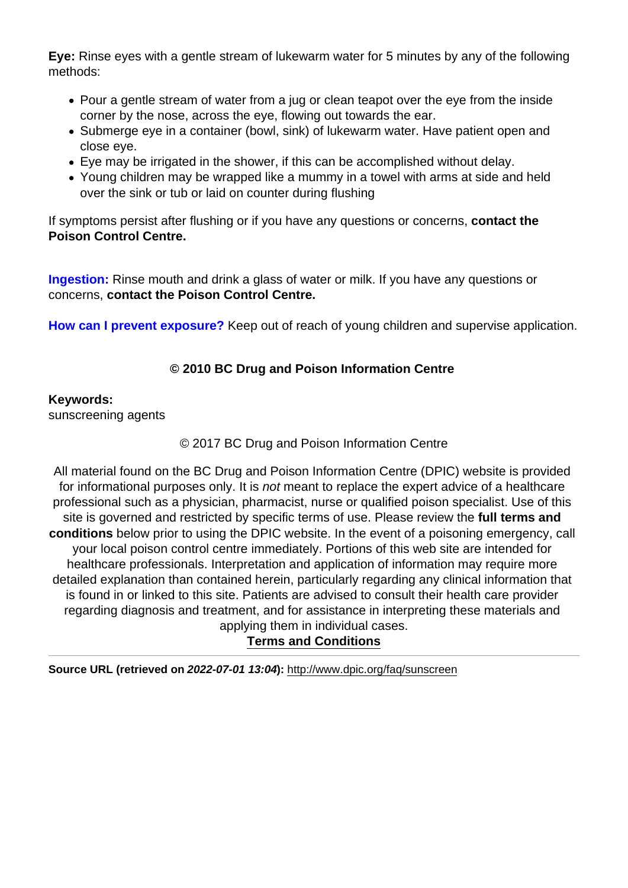**Eye:** Rinse eyes with a gentle stream of lukewarm water for 5 minutes by any of the following methods:

- Pour a gentle stream of water from a jug or clean teapot over the eye from the inside corner by the nose, across the eye, flowing out towards the ear.
- Submerge eye in a container (bowl, sink) of lukewarm water. Have patient open and close eye.
- Eye may be irrigated in the shower, if this can be accomplished without delay.
- Young children may be wrapped like a mummy in a towel with arms at side and held over the sink or tub or laid on counter during flushing

If symptoms persist after flushing or if you have any questions or concerns, **contact the Poison Control Centre.**

**Ingestion:** Rinse mouth and drink a glass of water or milk. If you have any questions or concerns, **contact the Poison Control Centre.**

**How can I prevent exposure?** Keep out of reach of young children and supervise application.

**© 2010 BC Drug and Poison Information Centre**

**Keywords:**
sunscreening agents

© 2017 BC Drug and Poison Information Centre

All material found on the BC Drug and Poison Information Centre (DPIC) website is provided for informational purposes only. It is *not* meant to replace the expert advice of a healthcare professional such as a physician, pharmacist, nurse or qualified poison specialist. Use of this site is governed and restricted by specific terms of use. Please review the **full terms and conditions** below prior to using the DPIC website. In the event of a poisoning emergency, call your local poison control centre immediately. Portions of this web site are intended for healthcare professionals. Interpretation and application of information may require more detailed explanation than contained herein, particularly regarding any clinical information that is found in or linked to this site. Patients are advised to consult their health care provider regarding diagnosis and treatment, and for assistance in interpreting these materials and applying them in individual cases.

**Terms and Conditions**

---

**Source URL (retrieved on *2022-07-01 13:04*):** http://www.dpic.org/faq/sunscreen